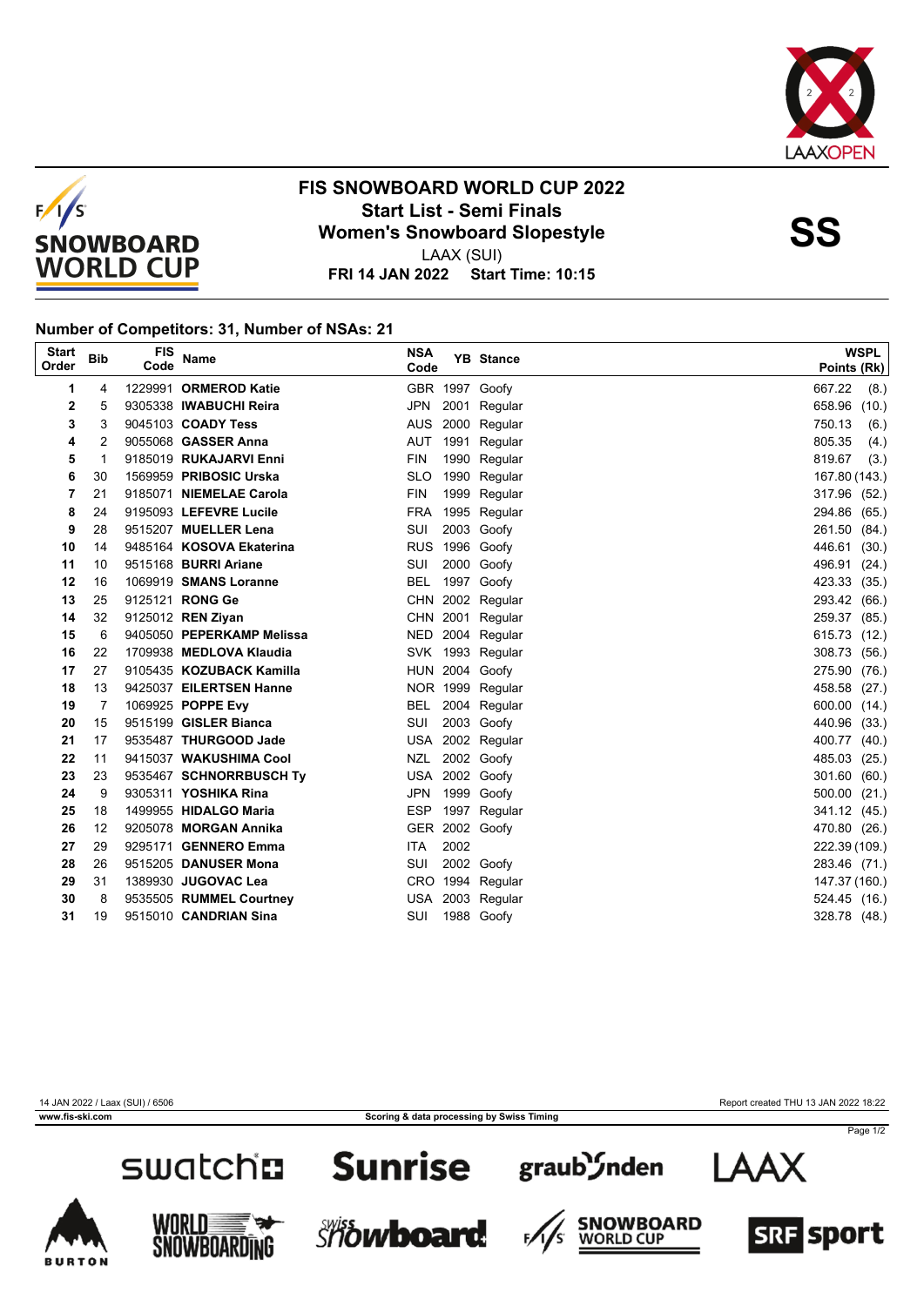# FIS SNOWBOARD WORLD CUP 2022

## Start List - Semi Finals

## Women's Snowboard Slopestyle

**SS**

LAAX (SUI)

**FRI 14 JAN 2022 Start Time: 10:15**

### Number of Competitors: 31, Number of NSAs: 21

| Start Order | Bib | FIS Code | Name | NSA Code | YB | Stance | WSPL Points (Rk) |
|---|---|---|---|---|---|---|---|
| 1 | 4 | 1229991 | **ORMEROD Katie** | GBR | 1997 | Goofy | 667.22 (8.) |
| 2 | 5 | 9305338 | **IWABUCHI Reira** | JPN | 2001 | Regular | 658.96 (10.) |
| 3 | 3 | 9045103 | **COADY Tess** | AUS | 2000 | Regular | 750.13 (6.) |
| 4 | 2 | 9055068 | **GASSER Anna** | AUT | 1991 | Regular | 805.35 (4.) |
| 5 | 1 | 9185019 | **RUKAJARVI Enni** | FIN | 1990 | Regular | 819.67 (3.) |
| 6 | 30 | 1569959 | **PRIBOSIC Urska** | SLO | 1990 | Regular | 167.80 (143.) |
| 7 | 21 | 9185071 | **NIEMELAE Carola** | FIN | 1999 | Regular | 317.96 (52.) |
| 8 | 24 | 9195093 | **LEFEVRE Lucile** | FRA | 1995 | Regular | 294.86 (65.) |
| 9 | 28 | 9515207 | **MUELLER Lena** | SUI | 2003 | Goofy | 261.50 (84.) |
| 10 | 14 | 9485164 | **KOSOVA Ekaterina** | RUS | 1996 | Goofy | 446.61 (30.) |
| 11 | 10 | 9515168 | **BURRI Ariane** | SUI | 2000 | Goofy | 496.91 (24.) |
| 12 | 16 | 1069919 | **SMANS Loranne** | BEL | 1997 | Goofy | 423.33 (35.) |
| 13 | 25 | 9125121 | **RONG Ge** | CHN | 2002 | Regular | 293.42 (66.) |
| 14 | 32 | 9125012 | **REN Ziyan** | CHN | 2001 | Regular | 259.37 (85.) |
| 15 | 6 | 9405050 | **PEPERKAMP Melissa** | NED | 2004 | Regular | 615.73 (12.) |
| 16 | 22 | 1709938 | **MEDLOVA Klaudia** | SVK | 1993 | Regular | 308.73 (56.) |
| 17 | 27 | 9105435 | **KOZUBACK Kamilla** | HUN | 2004 | Goofy | 275.90 (76.) |
| 18 | 13 | 9425037 | **EILERTSEN Hanne** | NOR | 1999 | Regular | 458.58 (27.) |
| 19 | 7 | 1069925 | **POPPE Evy** | BEL | 2004 | Regular | 600.00 (14.) |
| 20 | 15 | 9515199 | **GISLER Bianca** | SUI | 2003 | Goofy | 440.96 (33.) |
| 21 | 17 | 9535487 | **THURGOOD Jade** | USA | 2002 | Regular | 400.77 (40.) |
| 22 | 11 | 9415037 | **WAKUSHIMA Cool** | NZL | 2002 | Goofy | 485.03 (25.) |
| 23 | 23 | 9535467 | **SCHNORRBUSCH Ty** | USA | 2002 | Goofy | 301.60 (60.) |
| 24 | 9 | 9305311 | **YOSHIKA Rina** | JPN | 1999 | Goofy | 500.00 (21.) |
| 25 | 18 | 1499955 | **HIDALGO Maria** | ESP | 1997 | Regular | 341.12 (45.) |
| 26 | 12 | 9205078 | **MORGAN Annika** | GER | 2002 | Goofy | 470.80 (26.) |
| 27 | 29 | 9295171 | **GENNERO Emma** | ITA | 2002 | | 222.39 (109.) |
| 28 | 26 | 9515205 | **DANUSER Mona** | SUI | 2002 | Goofy | 283.46 (71.) |
| 29 | 31 | 1389930 | **JUGOVAC Lea** | CRO | 1994 | Regular | 147.37 (160.) |
| 30 | 8 | 9535505 | **RUMMEL Courtney** | USA | 2003 | Regular | 524.45 (16.) |
| 31 | 19 | 9515010 | **CANDRIAN Sina** | SUI | 1988 | Goofy | 328.78 (48.) |

14 JAN 2022 / Laax (SUI) / 6506

Report created THU 13 JAN 2022 18:22

www.fis-ski.com

Scoring & data processing by Swiss Timing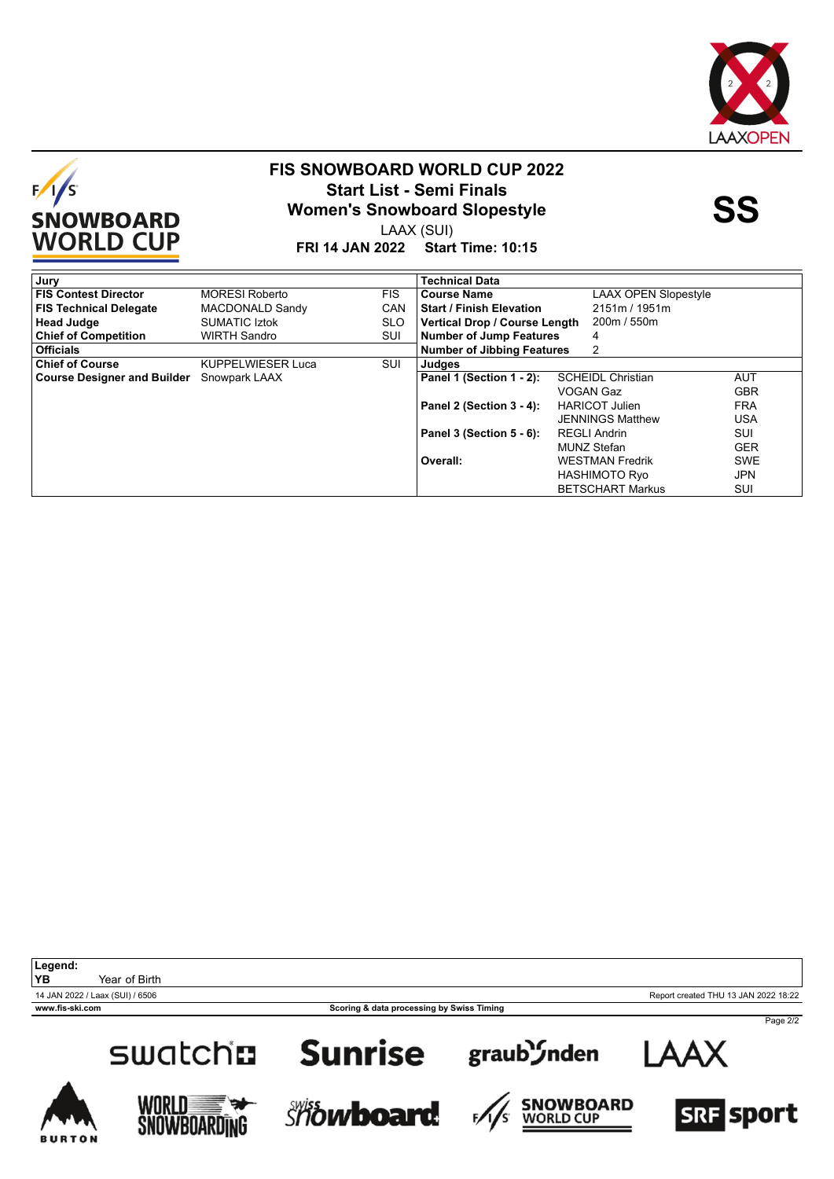# FIS SNOWBOARD WORLD CUP 2022

## Start List - Semi Finals

## Women's Snowboard Slopestyle

LAAX (SUI)

**FRI 14 JAN 2022 Start Time: 10:15**

**SS**

| Jury | | |
|---|---|---|
| **FIS Contest Director** | MORESI Roberto | FIS |
| **FIS Technical Delegate** | MACDONALD Sandy | CAN |
| **Head Judge** | SUMATIC Iztok | SLO |
| **Chief of Competition** | WIRTH Sandro | SUI |
| **Officials** | | |
| **Chief of Course** | KUPPELWIESER Luca | SUI |
| **Course Designer and Builder** | Snowpark LAAX | |

| Technical Data | |
|---|---|
| **Course Name** | LAAX OPEN Slopestyle |
| **Start / Finish Elevation** | 2151m / 1951m |
| **Vertical Drop / Course Length** | 200m / 550m |
| **Number of Jump Features** | 4 |
| **Number of Jibbing Features** | 2 |

| Judges | | |
|---|---|---|
| **Panel 1 (Section 1 - 2):** | SCHEIDL Christian | AUT |
| | VOGAN Gaz | GBR |
| **Panel 2 (Section 3 - 4):** | HARICOT Julien | FRA |
| | JENNINGS Matthew | USA |
| **Panel 3 (Section 5 - 6):** | REGLI Andrin | SUI |
| | MUNZ Stefan | GER |
| **Overall:** | WESTMAN Fredrik | SWE |
| | HASHIMOTO Ryo | JPN |
| | BETSCHART Markus | SUI |

**Legend:**
**YB** Year of Birth

14 JAN 2022 / Laax (SUI) / 6506

Report created THU 13 JAN 2022 18:22

www.fis-ski.com

Scoring & data processing by Swiss Timing